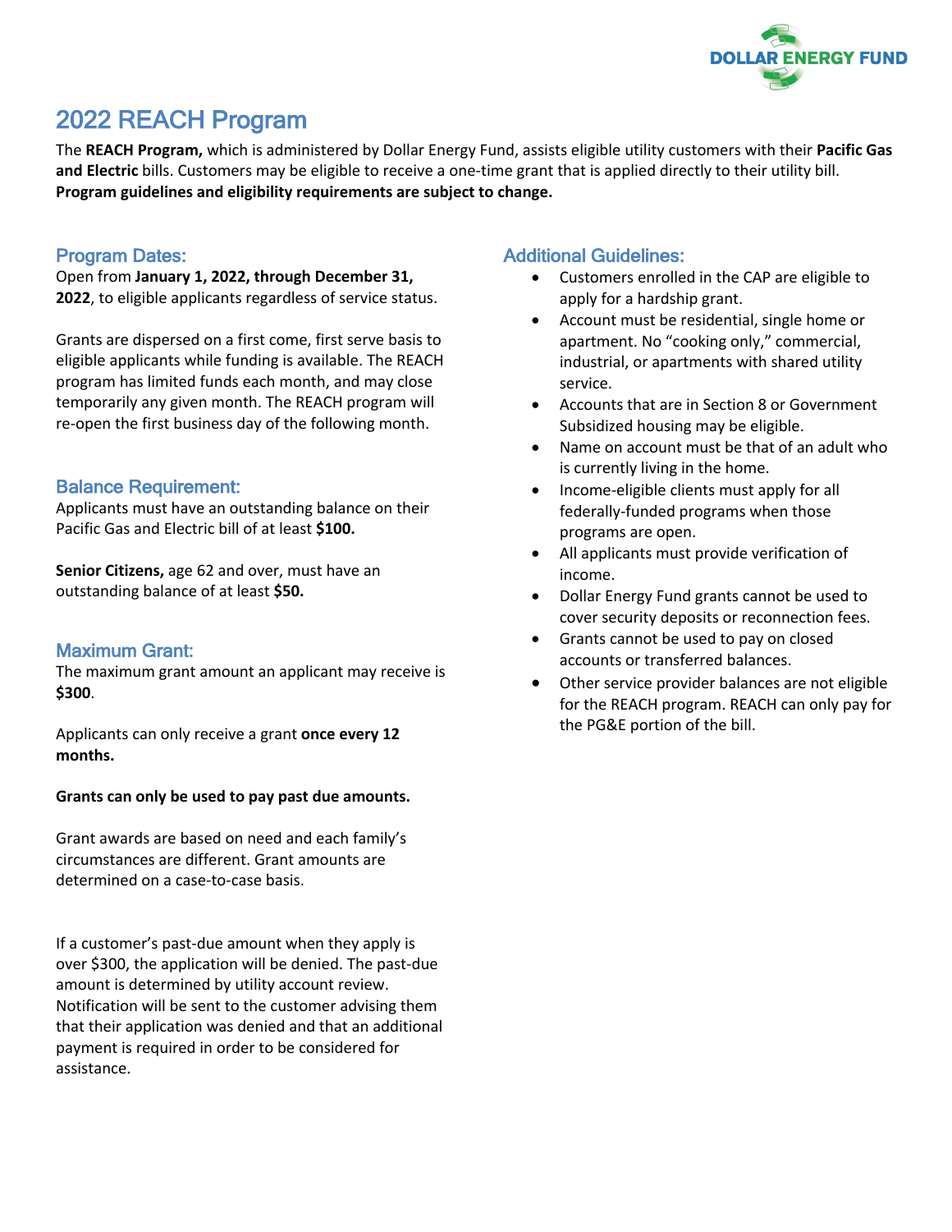# 2022 REACH Program

The **REACH Program,** which is administered by Dollar Energy Fund, assists eligible utility customers with their **Pacific Gas and Electric** bills. Customers may be eligible to receive a one-time grant that is applied directly to their utility bill. **Program guidelines and eligibility requirements are subject to change.**

## Program Dates:

Open from **January 1, 2022, through December 31, 2022**, to eligible applicants regardless of service status.

Grants are dispersed on a first come, first serve basis to eligible applicants while funding is available. The REACH program has limited funds each month, and may close temporarily any given month. The REACH program will re-open the first business day of the following month.

## Balance Requirement:

Applicants must have an outstanding balance on their Pacific Gas and Electric bill of at least **$100.**

**Senior Citizens,** age 62 and over, must have an outstanding balance of at least **$50.**

## Maximum Grant:

The maximum grant amount an applicant may receive is **$300**.

Applicants can only receive a grant **once every 12 months.**

**Grants can only be used to pay past due amounts.**

Grant awards are based on need and each family's circumstances are different. Grant amounts are determined on a case-to-case basis.

If a customer's past-due amount when they apply is over $300, the application will be denied. The past-due amount is determined by utility account review. Notification will be sent to the customer advising them that their application was denied and that an additional payment is required in order to be considered for assistance.

## Additional Guidelines:

- Customers enrolled in the CAP are eligible to apply for a hardship grant.
- Account must be residential, single home or apartment. No "cooking only," commercial, industrial, or apartments with shared utility service.
- Accounts that are in Section 8 or Government Subsidized housing may be eligible.
- Name on account must be that of an adult who is currently living in the home.
- Income-eligible clients must apply for all federally-funded programs when those programs are open.
- All applicants must provide verification of income.
- Dollar Energy Fund grants cannot be used to cover security deposits or reconnection fees.
- Grants cannot be used to pay on closed accounts or transferred balances.
- Other service provider balances are not eligible for the REACH program. REACH can only pay for the PG&E portion of the bill.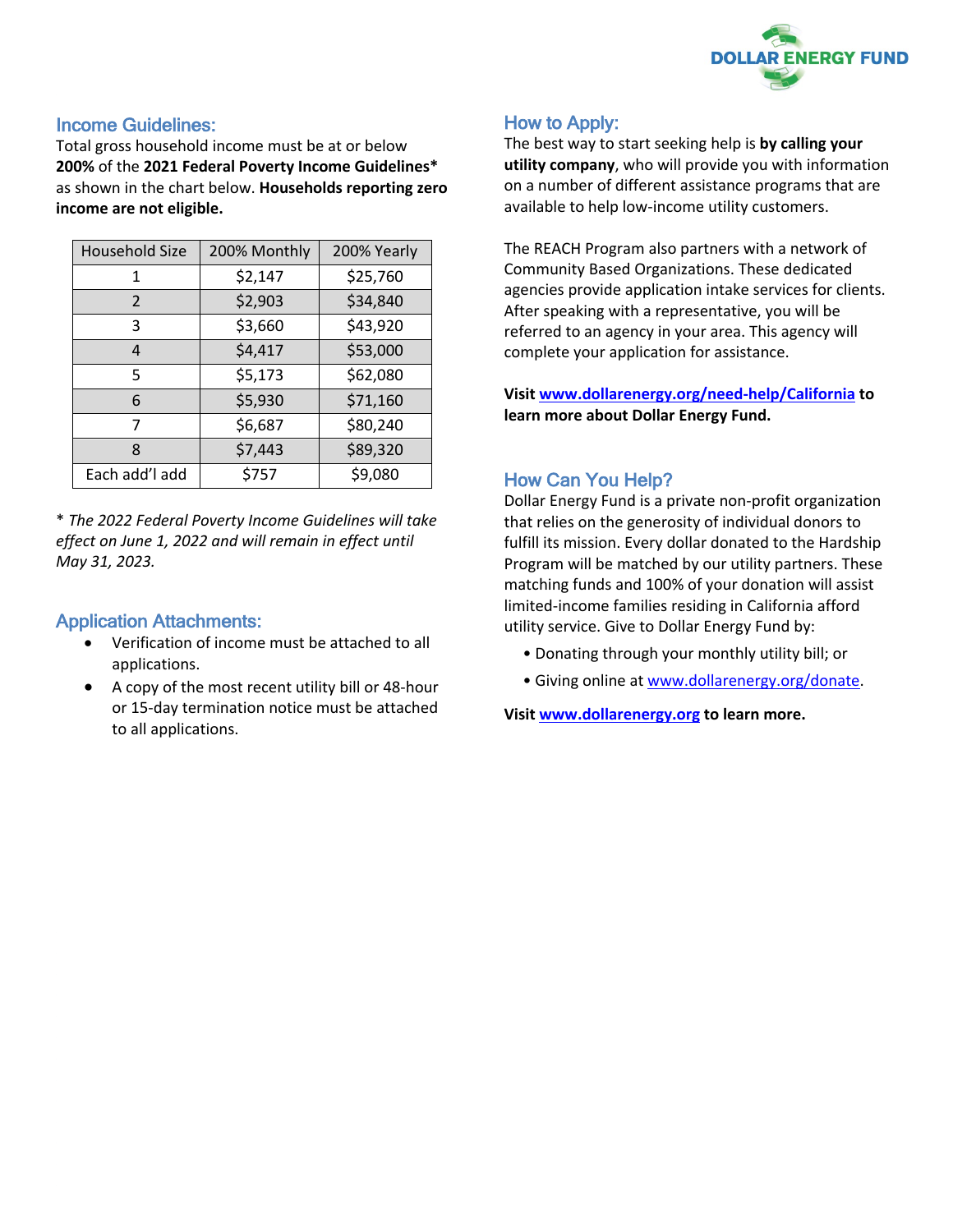DOLLAR ENERGY FUND

## Income Guidelines:

Total gross household income must be at or below **200%** of the **2021 Federal Poverty Income Guidelines*** as shown in the chart below. **Households reporting zero income are not eligible.**

| Household Size | 200% Monthly | 200% Yearly |
| --- | --- | --- |
| 1 | $2,147 | $25,760 |
| 2 | $2,903 | $34,840 |
| 3 | $3,660 | $43,920 |
| 4 | $4,417 | $53,000 |
| 5 | $5,173 | $62,080 |
| 6 | $5,930 | $71,160 |
| 7 | $6,687 | $80,240 |
| 8 | $7,443 | $89,320 |
| Each add'l add | $757 | $9,080 |

* *The 2022 Federal Poverty Income Guidelines will take effect on June 1, 2022 and will remain in effect until May 31, 2023.*

## Application Attachments:

- Verification of income must be attached to all applications.
- A copy of the most recent utility bill or 48-hour or 15-day termination notice must be attached to all applications.

## How to Apply:

The best way to start seeking help is **by calling your utility company**, who will provide you with information on a number of different assistance programs that are available to help low-income utility customers.

The REACH Program also partners with a network of Community Based Organizations. These dedicated agencies provide application intake services for clients. After speaking with a representative, you will be referred to an agency in your area. This agency will complete your application for assistance.

**Visit www.dollarenergy.org/need-help/California to learn more about Dollar Energy Fund.**

## How Can You Help?

Dollar Energy Fund is a private non-profit organization that relies on the generosity of individual donors to fulfill its mission. Every dollar donated to the Hardship Program will be matched by our utility partners. These matching funds and 100% of your donation will assist limited-income families residing in California afford utility service. Give to Dollar Energy Fund by:

- Donating through your monthly utility bill; or
- Giving online at www.dollarenergy.org/donate.

**Visit www.dollarenergy.org to learn more.**